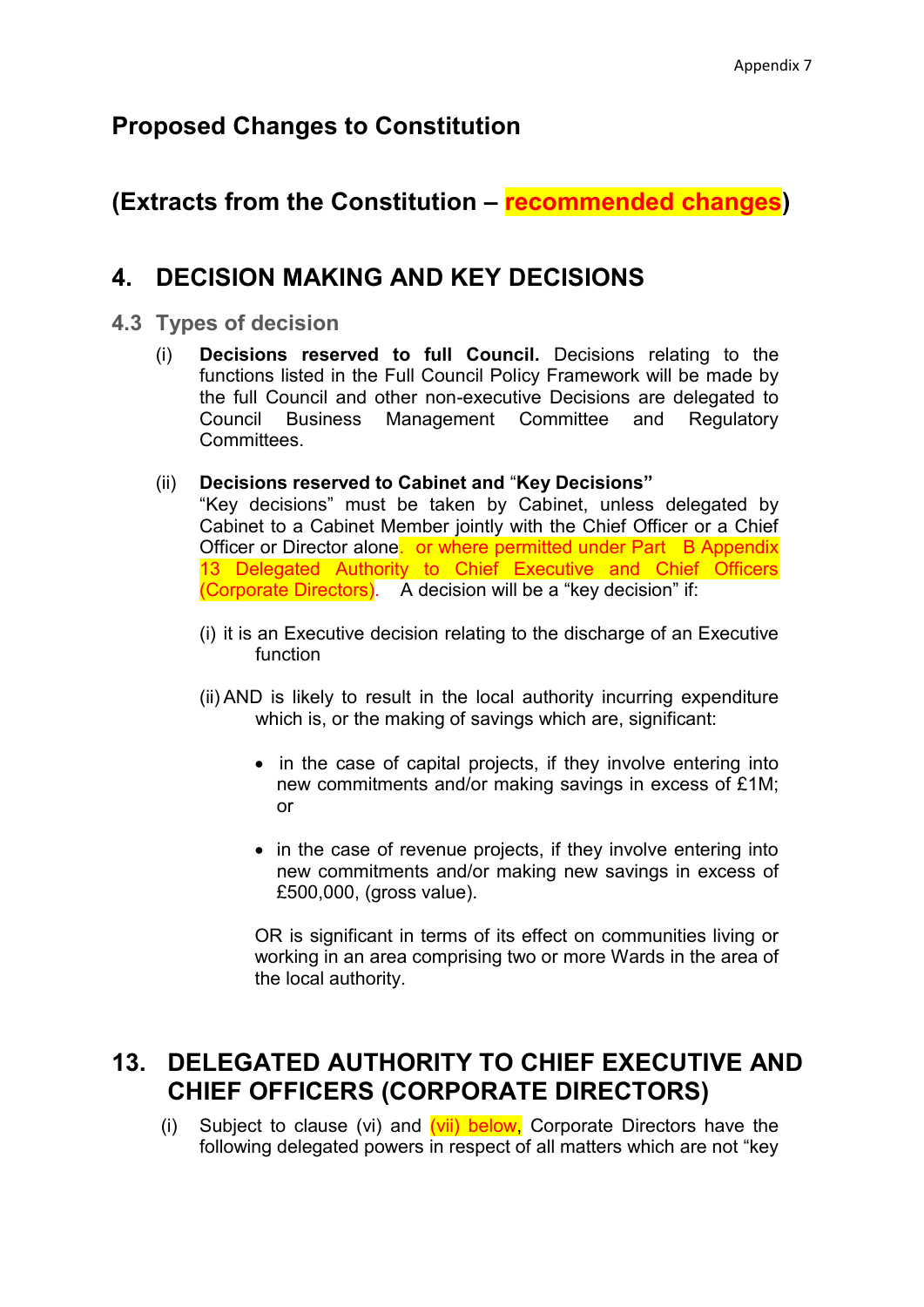Appendix 7

# Proposed Changes to Constitution

## (Extracts from the Constitution – recommended changes)

## 4. DECISION MAKING AND KEY DECISIONS

### 4.3 Types of decision

(i) **Decisions reserved to full Council.** Decisions relating to the functions listed in the Full Council Policy Framework will be made by the full Council and other non-executive Decisions are delegated to Council Business Management Committee and Regulatory Committees.

(ii) **Decisions reserved to Cabinet and "Key Decisions"**
"Key decisions" must be taken by Cabinet, unless delegated by Cabinet to a Cabinet Member jointly with the Chief Officer or a Chief Officer or Director alone. or where permitted under Part B Appendix 13 Delegated Authority to Chief Executive and Chief Officers (Corporate Directors). A decision will be a "key decision" if:

(i) it is an Executive decision relating to the discharge of an Executive function

(ii) AND is likely to result in the local authority incurring expenditure which is, or the making of savings which are, significant:

- in the case of capital projects, if they involve entering into new commitments and/or making savings in excess of £1M; or

- in the case of revenue projects, if they involve entering into new commitments and/or making new savings in excess of £500,000, (gross value).

OR is significant in terms of its effect on communities living or working in an area comprising two or more Wards in the area of the local authority.

## 13. DELEGATED AUTHORITY TO CHIEF EXECUTIVE AND CHIEF OFFICERS (CORPORATE DIRECTORS)

(i) Subject to clause (vi) and (vii) below, Corporate Directors have the following delegated powers in respect of all matters which are not "key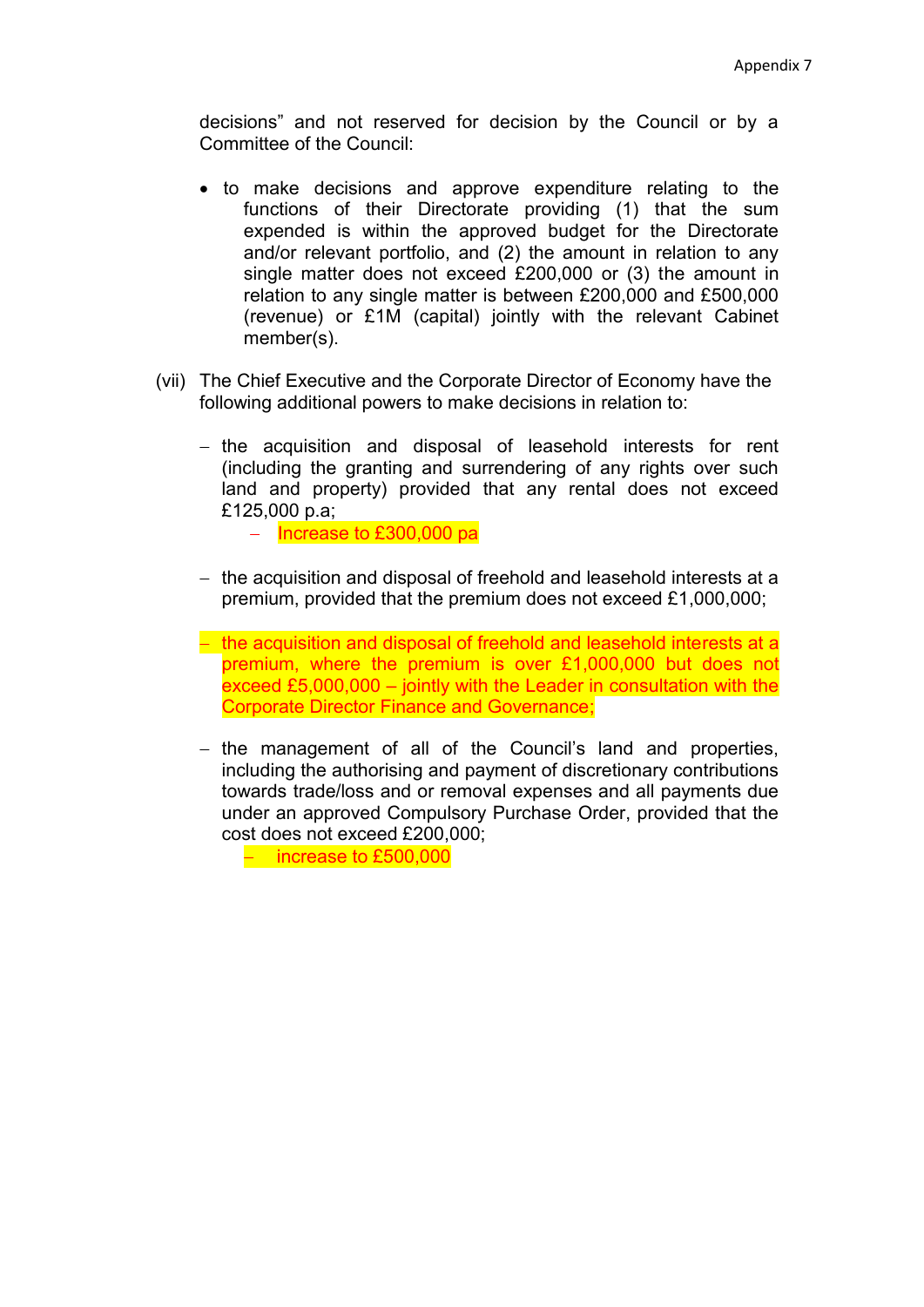decisions" and not reserved for decision by the Council or by a Committee of the Council:

- to make decisions and approve expenditure relating to the functions of their Directorate providing (1) that the sum expended is within the approved budget for the Directorate and/or relevant portfolio, and (2) the amount in relation to any single matter does not exceed £200,000 or (3) the amount in relation to any single matter is between £200,000 and £500,000 (revenue) or £1M (capital) jointly with the relevant Cabinet member(s).

(vii) The Chief Executive and the Corporate Director of Economy have the following additional powers to make decisions in relation to:

- the acquisition and disposal of leasehold interests for rent (including the granting and surrendering of any rights over such land and property) provided that any rental does not exceed £125,000 p.a;
  - Increase to £300,000 pa
- the acquisition and disposal of freehold and leasehold interests at a premium, provided that the premium does not exceed £1,000,000;
- the acquisition and disposal of freehold and leasehold interests at a premium, where the premium is over £1,000,000 but does not exceed £5,000,000 – jointly with the Leader in consultation with the Corporate Director Finance and Governance;
- the management of all of the Council's land and properties, including the authorising and payment of discretionary contributions towards trade/loss and or removal expenses and all payments due under an approved Compulsory Purchase Order, provided that the cost does not exceed £200,000;
  - increase to £500,000